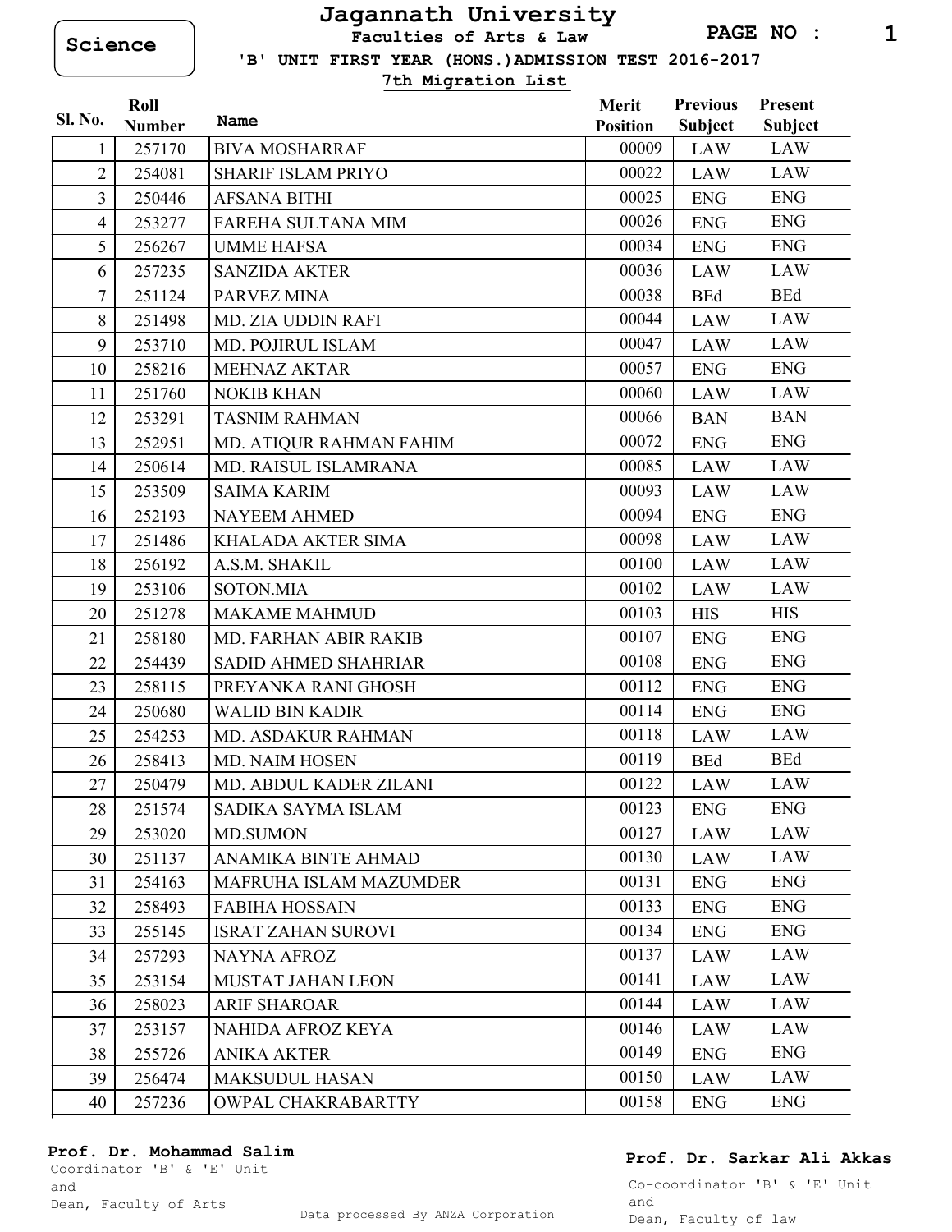Science

# Jagannath University

**Faculties of Arts & Law**

**'B' UNIT FIRST YEAR (HONS.)ADMISSION TEST 2016-2017**

**7th Migration List**

| Sl. No. | Roll Number | Name | Merit Position | Previous Subject | Present Subject |
|---|---|---|---|---|---|
| 1 | 257170 | BIVA MOSHARRAF | 00009 | LAW | LAW |
| 2 | 254081 | SHARIF ISLAM PRIYO | 00022 | LAW | LAW |
| 3 | 250446 | AFSANA BITHI | 00025 | ENG | ENG |
| 4 | 253277 | FAREHA SULTANA MIM | 00026 | ENG | ENG |
| 5 | 256267 | UMME HAFSA | 00034 | ENG | ENG |
| 6 | 257235 | SANZIDA AKTER | 00036 | LAW | LAW |
| 7 | 251124 | PARVEZ MINA | 00038 | BEd | BEd |
| 8 | 251498 | MD. ZIA UDDIN RAFI | 00044 | LAW | LAW |
| 9 | 253710 | MD. POJIRUL ISLAM | 00047 | LAW | LAW |
| 10 | 258216 | MEHNAZ AKTAR | 00057 | ENG | ENG |
| 11 | 251760 | NOKIB KHAN | 00060 | LAW | LAW |
| 12 | 253291 | TASNIM RAHMAN | 00066 | BAN | BAN |
| 13 | 252951 | MD. ATIQUR RAHMAN FAHIM | 00072 | ENG | ENG |
| 14 | 250614 | MD. RAISUL ISLAMRANA | 00085 | LAW | LAW |
| 15 | 253509 | SAIMA KARIM | 00093 | LAW | LAW |
| 16 | 252193 | NAYEEM AHMED | 00094 | ENG | ENG |
| 17 | 251486 | KHALADA AKTER SIMA | 00098 | LAW | LAW |
| 18 | 256192 | A.S.M. SHAKIL | 00100 | LAW | LAW |
| 19 | 253106 | SOTON.MIA | 00102 | LAW | LAW |
| 20 | 251278 | MAKAME MAHMUD | 00103 | HIS | HIS |
| 21 | 258180 | MD. FARHAN ABIR RAKIB | 00107 | ENG | ENG |
| 22 | 254439 | SADID AHMED SHAHRIAR | 00108 | ENG | ENG |
| 23 | 258115 | PREYANKA RANI GHOSH | 00112 | ENG | ENG |
| 24 | 250680 | WALID BIN KADIR | 00114 | ENG | ENG |
| 25 | 254253 | MD. ASDAKUR RAHMAN | 00118 | LAW | LAW |
| 26 | 258413 | MD. NAIM HOSEN | 00119 | BEd | BEd |
| 27 | 250479 | MD. ABDUL KADER ZILANI | 00122 | LAW | LAW |
| 28 | 251574 | SADIKA SAYMA ISLAM | 00123 | ENG | ENG |
| 29 | 253020 | MD.SUMON | 00127 | LAW | LAW |
| 30 | 251137 | ANAMIKA BINTE AHMAD | 00130 | LAW | LAW |
| 31 | 254163 | MAFRUHA ISLAM MAZUMDER | 00131 | ENG | ENG |
| 32 | 258493 | FABIHA HOSSAIN | 00133 | ENG | ENG |
| 33 | 255145 | ISRAT ZAHAN SUROVI | 00134 | ENG | ENG |
| 34 | 257293 | NAYNA AFROZ | 00137 | LAW | LAW |
| 35 | 253154 | MUSTAT JAHAN LEON | 00141 | LAW | LAW |
| 36 | 258023 | ARIF SHAROAR | 00144 | LAW | LAW |
| 37 | 253157 | NAHIDA AFROZ KEYA | 00146 | LAW | LAW |
| 38 | 255726 | ANIKA AKTER | 00149 | ENG | ENG |
| 39 | 256474 | MAKSUDUL HASAN | 00150 | LAW | LAW |
| 40 | 257236 | OWPAL CHAKRABARTTY | 00158 | ENG | ENG |

**Prof. Dr. Mohammad Salim**
Coordinator 'B' & 'E' Unit
and
Dean, Faculty of Arts

Data processed By ANZA Corporation

**Prof. Dr. Sarkar Ali Akkas**
Co-coordinator 'B' & 'E' Unit
and
Dean, Faculty of law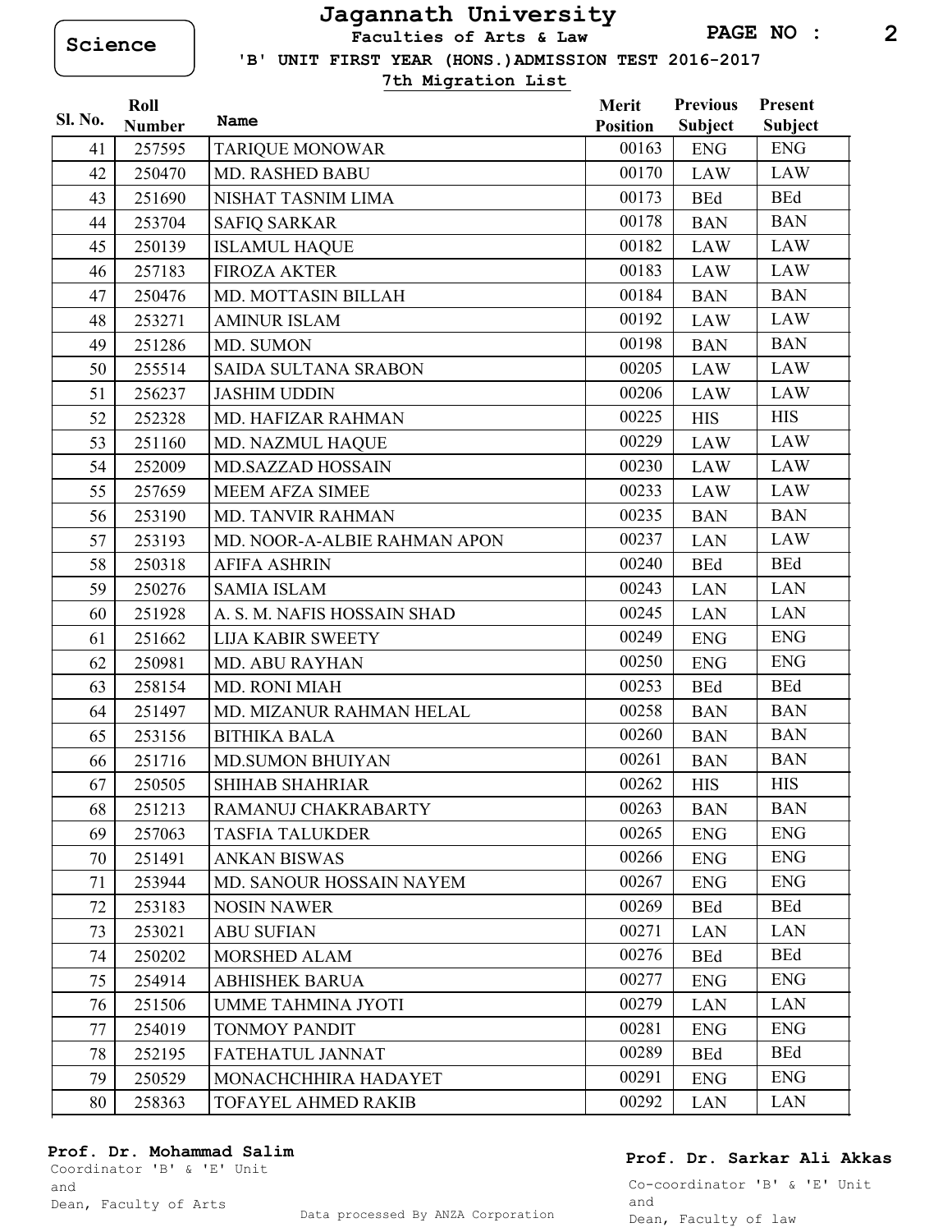Science

# Jagannath University

**Faculties of Arts & Law**

**'B' UNIT FIRST YEAR (HONS.)ADMISSION TEST 2016-2017**

**7th Migration List**

| Sl. No. | Roll Number | Name | Merit Position | Previous Subject | Present Subject |
|---|---|---|---|---|---|
| 41 | 257595 | TARIQUE MONOWAR | 00163 | ENG | ENG |
| 42 | 250470 | MD. RASHED BABU | 00170 | LAW | LAW |
| 43 | 251690 | NISHAT TASNIM LIMA | 00173 | BEd | BEd |
| 44 | 253704 | SAFIQ SARKAR | 00178 | BAN | BAN |
| 45 | 250139 | ISLAMUL HAQUE | 00182 | LAW | LAW |
| 46 | 257183 | FIROZA AKTER | 00183 | LAW | LAW |
| 47 | 250476 | MD. MOTTASIN BILLAH | 00184 | BAN | BAN |
| 48 | 253271 | AMINUR ISLAM | 00192 | LAW | LAW |
| 49 | 251286 | MD. SUMON | 00198 | BAN | BAN |
| 50 | 255514 | SAIDA SULTANA SRABON | 00205 | LAW | LAW |
| 51 | 256237 | JASHIM UDDIN | 00206 | LAW | LAW |
| 52 | 252328 | MD. HAFIZAR RAHMAN | 00225 | HIS | HIS |
| 53 | 251160 | MD. NAZMUL HAQUE | 00229 | LAW | LAW |
| 54 | 252009 | MD.SAZZAD HOSSAIN | 00230 | LAW | LAW |
| 55 | 257659 | MEEM AFZA SIMEE | 00233 | LAW | LAW |
| 56 | 253190 | MD. TANVIR RAHMAN | 00235 | BAN | BAN |
| 57 | 253193 | MD. NOOR-A-ALBIE RAHMAN APON | 00237 | LAN | LAW |
| 58 | 250318 | AFIFA ASHRIN | 00240 | BEd | BEd |
| 59 | 250276 | SAMIA ISLAM | 00243 | LAN | LAN |
| 60 | 251928 | A. S. M. NAFIS HOSSAIN SHAD | 00245 | LAN | LAN |
| 61 | 251662 | LIJA KABIR SWEETY | 00249 | ENG | ENG |
| 62 | 250981 | MD. ABU RAYHAN | 00250 | ENG | ENG |
| 63 | 258154 | MD. RONI MIAH | 00253 | BEd | BEd |
| 64 | 251497 | MD. MIZANUR RAHMAN HELAL | 00258 | BAN | BAN |
| 65 | 253156 | BITHIKA BALA | 00260 | BAN | BAN |
| 66 | 251716 | MD.SUMON BHUIYAN | 00261 | BAN | BAN |
| 67 | 250505 | SHIHAB SHAHRIAR | 00262 | HIS | HIS |
| 68 | 251213 | RAMANUJ CHAKRABARTY | 00263 | BAN | BAN |
| 69 | 257063 | TASFIA TALUKDER | 00265 | ENG | ENG |
| 70 | 251491 | ANKAN BISWAS | 00266 | ENG | ENG |
| 71 | 253944 | MD. SANOUR HOSSAIN NAYEM | 00267 | ENG | ENG |
| 72 | 253183 | NOSIN NAWER | 00269 | BEd | BEd |
| 73 | 253021 | ABU SUFIAN | 00271 | LAN | LAN |
| 74 | 250202 | MORSHED ALAM | 00276 | BEd | BEd |
| 75 | 254914 | ABHISHEK BARUA | 00277 | ENG | ENG |
| 76 | 251506 | UMME TAHMINA JYOTI | 00279 | LAN | LAN |
| 77 | 254019 | TONMOY PANDIT | 00281 | ENG | ENG |
| 78 | 252195 | FATEHATUL JANNAT | 00289 | BEd | BEd |
| 79 | 250529 | MONACHCHHIRA HADAYET | 00291 | ENG | ENG |
| 80 | 258363 | TOFAYEL AHMED RAKIB | 00292 | LAN | LAN |

**Prof. Dr. Mohammad Salim**
Coordinator 'B' & 'E' Unit
and
Dean, Faculty of Arts

**Prof. Dr. Sarkar Ali Akkas**
Co-coordinator 'B' & 'E' Unit
and
Dean, Faculty of law

Data processed By ANZA Corporation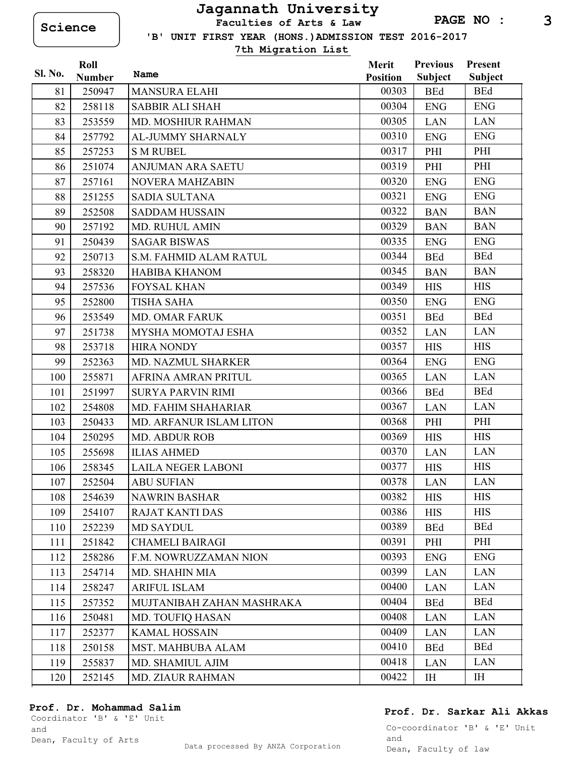Science

# Jagannath University

**Faculties of Arts & Law**

**'B' UNIT FIRST YEAR (HONS.)ADMISSION TEST 2016-2017**

**7th Migration List**

| Sl. No. | Roll Number | Name | Merit Position | Previous Subject | Present Subject |
|---|---|---|---|---|---|
| 81 | 250947 | MANSURA ELAHI | 00303 | BEd | BEd |
| 82 | 258118 | SABBIR ALI SHAH | 00304 | ENG | ENG |
| 83 | 253559 | MD. MOSHIUR RAHMAN | 00305 | LAN | LAN |
| 84 | 257792 | AL-JUMMY SHARNALY | 00310 | ENG | ENG |
| 85 | 257253 | S M RUBEL | 00317 | PHI | PHI |
| 86 | 251074 | ANJUMAN ARA SAETU | 00319 | PHI | PHI |
| 87 | 257161 | NOVERA MAHZABIN | 00320 | ENG | ENG |
| 88 | 251255 | SADIA SULTANA | 00321 | ENG | ENG |
| 89 | 252508 | SADDAM HUSSAIN | 00322 | BAN | BAN |
| 90 | 257192 | MD. RUHUL AMIN | 00329 | BAN | BAN |
| 91 | 250439 | SAGAR BISWAS | 00335 | ENG | ENG |
| 92 | 250713 | S.M. FAHMID ALAM RATUL | 00344 | BEd | BEd |
| 93 | 258320 | HABIBA KHANOM | 00345 | BAN | BAN |
| 94 | 257536 | FOYSAL KHAN | 00349 | HIS | HIS |
| 95 | 252800 | TISHA SAHA | 00350 | ENG | ENG |
| 96 | 253549 | MD. OMAR FARUK | 00351 | BEd | BEd |
| 97 | 251738 | MYSHA MOMOTAJ ESHA | 00352 | LAN | LAN |
| 98 | 253718 | HIRA NONDY | 00357 | HIS | HIS |
| 99 | 252363 | MD. NAZMUL SHARKER | 00364 | ENG | ENG |
| 100 | 255871 | AFRINA AMRAN PRITUL | 00365 | LAN | LAN |
| 101 | 251997 | SURYA PARVIN RIMI | 00366 | BEd | BEd |
| 102 | 254808 | MD. FAHIM SHAHARIAR | 00367 | LAN | LAN |
| 103 | 250433 | MD. ARFANUR ISLAM LITON | 00368 | PHI | PHI |
| 104 | 250295 | MD. ABDUR ROB | 00369 | HIS | HIS |
| 105 | 255698 | ILIAS AHMED | 00370 | LAN | LAN |
| 106 | 258345 | LAILA NEGER LABONI | 00377 | HIS | HIS |
| 107 | 252504 | ABU SUFIAN | 00378 | LAN | LAN |
| 108 | 254639 | NAWRIN BASHAR | 00382 | HIS | HIS |
| 109 | 254107 | RAJAT KANTI DAS | 00386 | HIS | HIS |
| 110 | 252239 | MD SAYDUL | 00389 | BEd | BEd |
| 111 | 251842 | CHAMELI BAIRAGI | 00391 | PHI | PHI |
| 112 | 258286 | F.M. NOWRUZZAMAN NION | 00393 | ENG | ENG |
| 113 | 254714 | MD. SHAHIN MIA | 00399 | LAN | LAN |
| 114 | 258247 | ARIFUL ISLAM | 00400 | LAN | LAN |
| 115 | 257352 | MUJTANIBAH ZAHAN MASHRAKA | 00404 | BEd | BEd |
| 116 | 250481 | MD. TOUFIQ HASAN | 00408 | LAN | LAN |
| 117 | 252377 | KAMAL HOSSAIN | 00409 | LAN | LAN |
| 118 | 250158 | MST. MAHBUBA ALAM | 00410 | BEd | BEd |
| 119 | 255837 | MD. SHAMIUL AJIM | 00418 | LAN | LAN |
| 120 | 252145 | MD. ZIAUR RAHMAN | 00422 | IH | IH |

**Prof. Dr. Mohammad Salim**
Coordinator 'B' & 'E' Unit
and
Dean, Faculty of Arts

**Prof. Dr. Sarkar Ali Akkas**
Co-coordinator 'B' & 'E' Unit
and
Dean, Faculty of law

Data processed By ANZA Corporation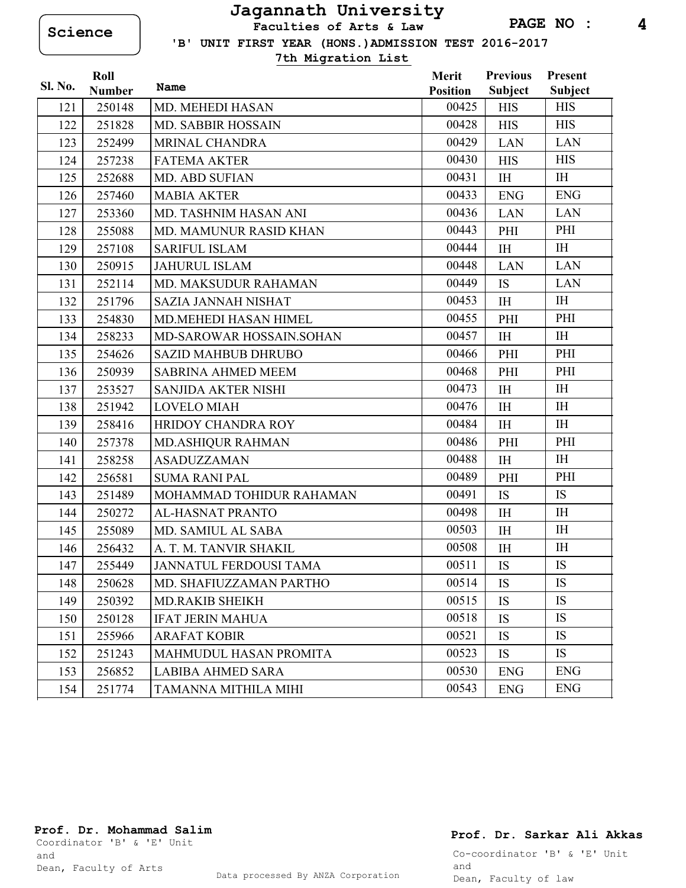Science

# Jagannath University

**Faculties of Arts & Law**

**'B' UNIT FIRST YEAR (HONS.)ADMISSION TEST 2016-2017**

**7th Migration List**

| Sl. No. | Roll Number | Name | Merit Position | Previous Subject | Present Subject |
|---|---|---|---|---|---|
| 121 | 250148 | MD. MEHEDI HASAN | 00425 | HIS | HIS |
| 122 | 251828 | MD. SABBIR HOSSAIN | 00428 | HIS | HIS |
| 123 | 252499 | MRINAL CHANDRA | 00429 | LAN | LAN |
| 124 | 257238 | FATEMA AKTER | 00430 | HIS | HIS |
| 125 | 252688 | MD. ABD SUFIAN | 00431 | IH | IH |
| 126 | 257460 | MABIA AKTER | 00433 | ENG | ENG |
| 127 | 253360 | MD. TASHNIM HASAN ANI | 00436 | LAN | LAN |
| 128 | 255088 | MD. MAMUNUR RASID KHAN | 00443 | PHI | PHI |
| 129 | 257108 | SARIFUL ISLAM | 00444 | IH | IH |
| 130 | 250915 | JAHURUL ISLAM | 00448 | LAN | LAN |
| 131 | 252114 | MD. MAKSUDUR RAHAMAN | 00449 | IS | LAN |
| 132 | 251796 | SAZIA JANNAH NISHAT | 00453 | IH | IH |
| 133 | 254830 | MD.MEHEDI HASAN HIMEL | 00455 | PHI | PHI |
| 134 | 258233 | MD-SAROWAR HOSSAIN.SOHAN | 00457 | IH | IH |
| 135 | 254626 | SAZID MAHBUB DHRUBO | 00466 | PHI | PHI |
| 136 | 250939 | SABRINA AHMED MEEM | 00468 | PHI | PHI |
| 137 | 253527 | SANJIDA AKTER NISHI | 00473 | IH | IH |
| 138 | 251942 | LOVELO MIAH | 00476 | IH | IH |
| 139 | 258416 | HRIDOY CHANDRA ROY | 00484 | IH | IH |
| 140 | 257378 | MD.ASHIQUR RAHMAN | 00486 | PHI | PHI |
| 141 | 258258 | ASADUZZAMAN | 00488 | IH | IH |
| 142 | 256581 | SUMA RANI PAL | 00489 | PHI | PHI |
| 143 | 251489 | MOHAMMAD TOHIDUR RAHAMAN | 00491 | IS | IS |
| 144 | 250272 | AL-HASNAT PRANTO | 00498 | IH | IH |
| 145 | 255089 | MD. SAMIUL AL SABA | 00503 | IH | IH |
| 146 | 256432 | A. T. M. TANVIR SHAKIL | 00508 | IH | IH |
| 147 | 255449 | JANNATUL FERDOUSI TAMA | 00511 | IS | IS |
| 148 | 250628 | MD. SHAFIUZZAMAN PARTHO | 00514 | IS | IS |
| 149 | 250392 | MD.RAKIB SHEIKH | 00515 | IS | IS |
| 150 | 250128 | IFAT JERIN MAHUA | 00518 | IS | IS |
| 151 | 255966 | ARAFAT KOBIR | 00521 | IS | IS |
| 152 | 251243 | MAHMUDUL HASAN PROMITA | 00523 | IS | IS |
| 153 | 256852 | LABIBA AHMED SARA | 00530 | ENG | ENG |
| 154 | 251774 | TAMANNA MITHILA MIHI | 00543 | ENG | ENG |

**Prof. Dr. Mohammad Salim**
Coordinator 'B' & 'E' Unit
and
Dean, Faculty of Arts

Data processed By ANZA Corporation

**Prof. Dr. Sarkar Ali Akkas**
Co-coordinator 'B' & 'E' Unit
and
Dean, Faculty of law